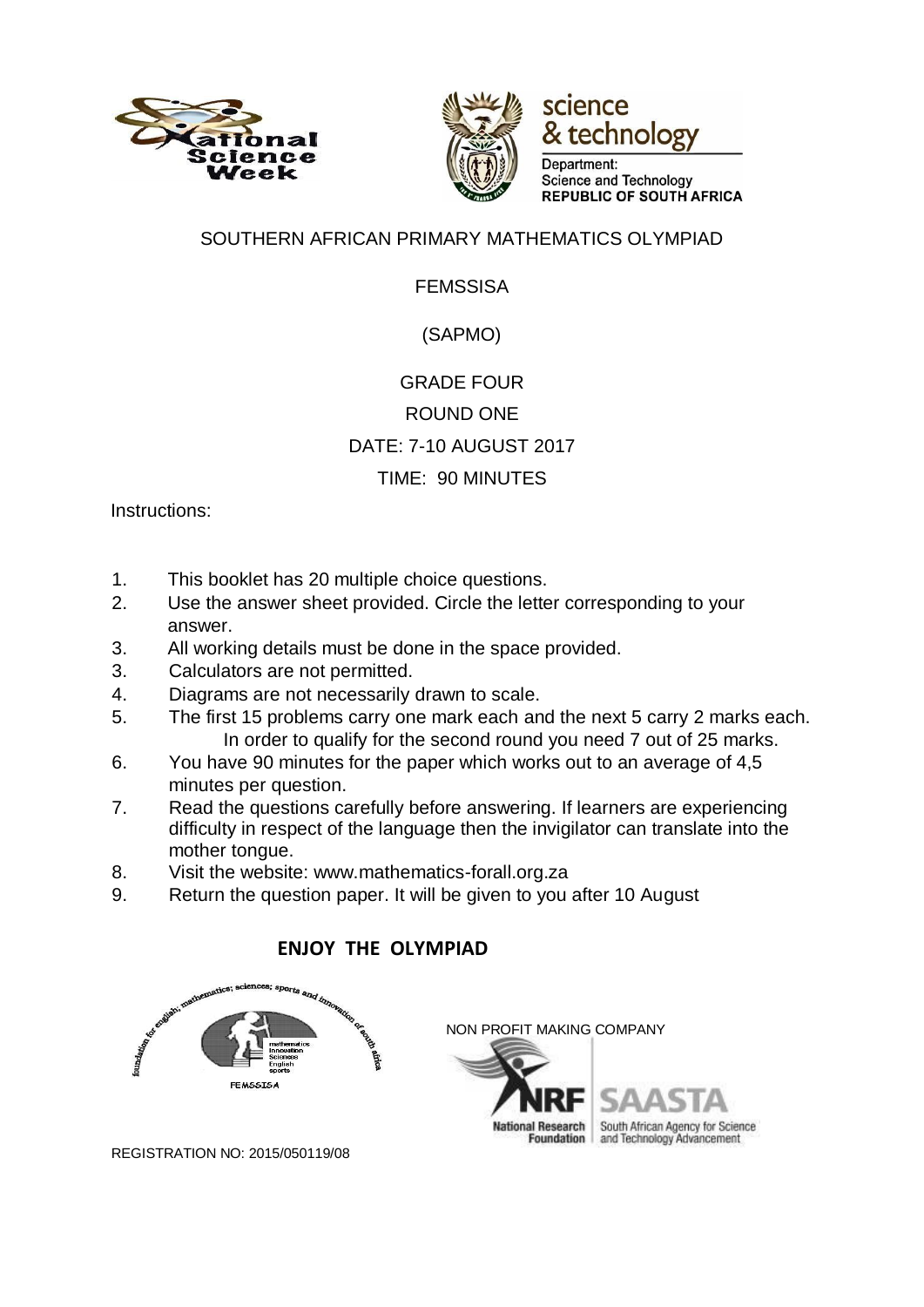SOUTHERN AFRICAN PRIMARY MATHEMATICS OLYMPIAD

FEMSSISA

(SAPMO)

GRADE FOUR

ROUND ONE

DATE: 7-10 AUGUST 2017

TIME: 90 MINUTES

Instructions:

1. This booklet has 20 multiple choice questions.
2. Use the answer sheet provided. Circle the letter corresponding to your answer.
3. All working details must be done in the space provided.
3. Calculators are not permitted.
4. Diagrams are not necessarily drawn to scale.
5. The first 15 problems carry one mark each and the next 5 carry 2 marks each. In order to qualify for the second round you need 7 out of 25 marks.
6. You have 90 minutes for the paper which works out to an average of 4,5 minutes per question.
7. Read the questions carefully before answering. If learners are experiencing difficulty in respect of the language then the invigilator can translate into the mother tongue.
8. Visit the website: www.mathematics-forall.org.za
9. Return the question paper. It will be given to you after 10 August

**ENJOY THE OLYMPIAD**

NON PROFIT MAKING COMPANY

REGISTRATION NO: 2015/050119/08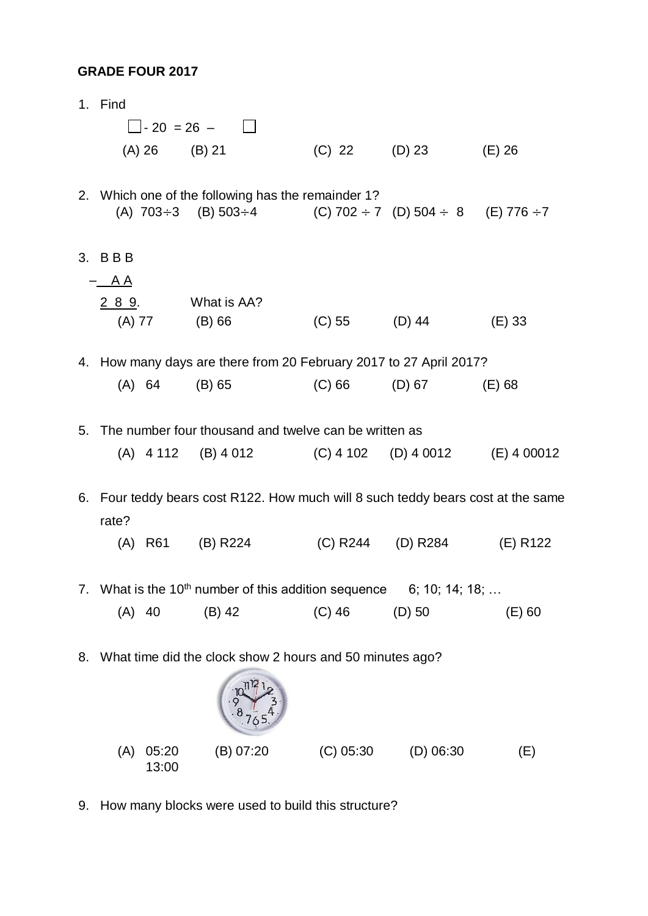**GRADE FOUR 2017**

1. Find

   ☐ - 20 = 26 – ☐

   (A) 26 (B) 21 (C) 22 (D) 23 (E) 26

2. Which one of the following has the remainder 1?

   (A) $703 \div 3$ (B) $503 \div 4$ (C) $702 \div 7$ (D) $504 \div 8$ (E) $776 \div 7$

3. B B B

   – A A

   2 8 9. What is AA?

   (A) 77 (B) 66 (C) 55 (D) 44 (E) 33

4. How many days are there from 20 February 2017 to 27 April 2017?

   (A) 64 (B) 65 (C) 66 (D) 67 (E) 68

5. The number four thousand and twelve can be written as

   (A) 4 112 (B) 4 012 (C) 4 102 (D) 4 0012 (E) 4 00012

6. Four teddy bears cost R122. How much will 8 such teddy bears cost at the same rate?

   (A) R61 (B) R224 (C) R244 (D) R284 (E) R122

7. What is the $10^{th}$ number of this addition sequence 6; 10; 14; 18; …

   (A) 40 (B) 42 (C) 46 (D) 50 (E) 60

8. What time did the clock show 2 hours and 50 minutes ago?

   (A) 05:20 (B) 07:20 (C) 05:30 (D) 06:30 (E) 13:00

9. How many blocks were used to build this structure?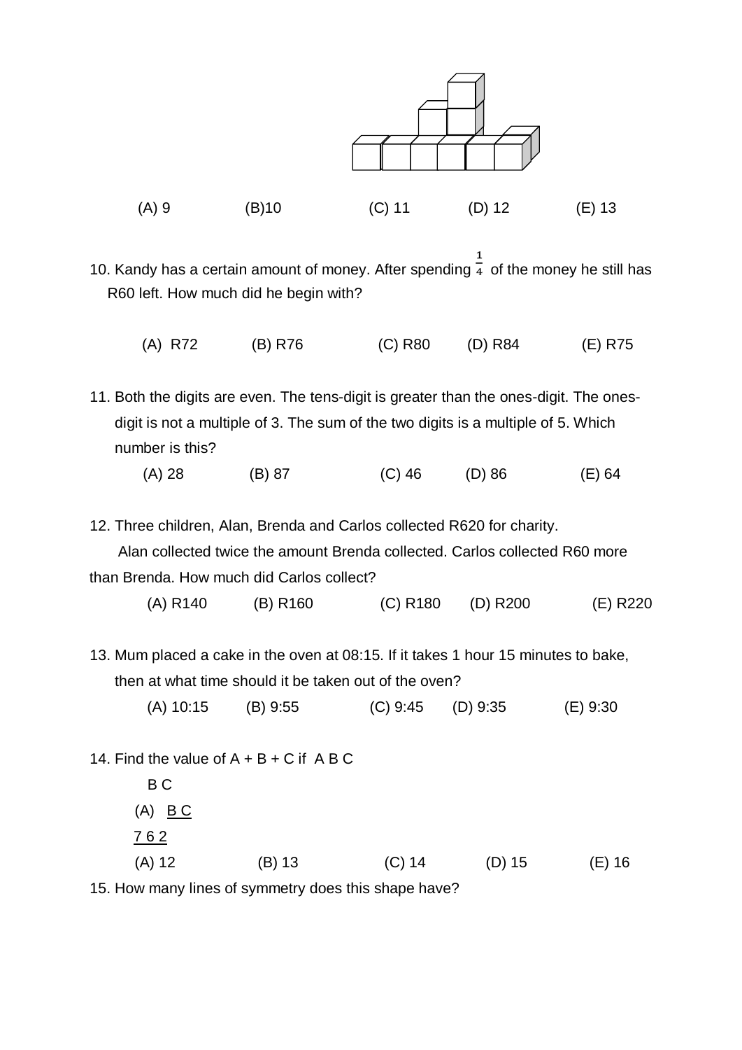(A) 9 (B)10 (C) 11 (D) 12 (E) 13

10. Kandy has a certain amount of money. After spending $\frac{1}{4}$ of the money he still has R60 left. How much did he begin with?

(A) R72 (B) R76 (C) R80 (D) R84 (E) R75

11. Both the digits are even. The tens-digit is greater than the ones-digit. The ones-digit is not a multiple of 3. The sum of the two digits is a multiple of 5. Which number is this?

(A) 28 (B) 87 (C) 46 (D) 86 (E) 64

12. Three children, Alan, Brenda and Carlos collected R620 for charity. Alan collected twice the amount Brenda collected. Carlos collected R60 more than Brenda. How much did Carlos collect?

(A) R140 (B) R160 (C) R180 (D) R200 (E) R220

13. Mum placed a cake in the oven at 08:15. If it takes 1 hour 15 minutes to bake, then at what time should it be taken out of the oven?

(A) 10:15 (B) 9:55 (C) 9:45 (D) 9:35 (E) 9:30

14. Find the value of A + B + C if A B C

B C

(A) B C

7 6 2

(A) 12 (B) 13 (C) 14 (D) 15 (E) 16

15. How many lines of symmetry does this shape have?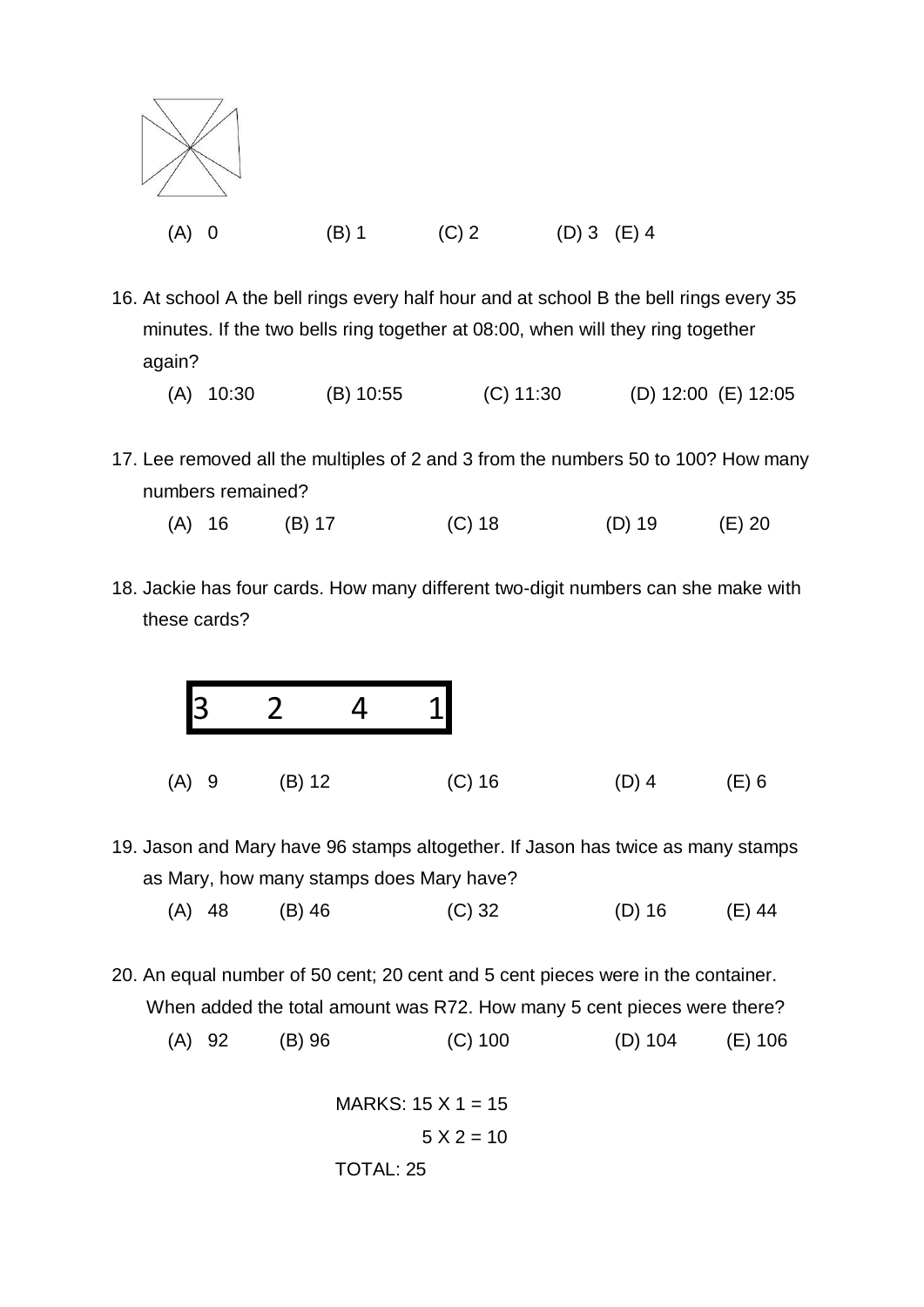(A) 0 (B) 1 (C) 2 (D) 3 (E) 4

16. At school A the bell rings every half hour and at school B the bell rings every 35 minutes. If the two bells ring together at 08:00, when will they ring together again?

    (A) 10:30 (B) 10:55 (C) 11:30 (D) 12:00 (E) 12:05

17. Lee removed all the multiples of 2 and 3 from the numbers 50 to 100? How many numbers remained?

    (A) 16 (B) 17 (C) 18 (D) 19 (E) 20

18. Jackie has four cards. How many different two-digit numbers can she make with these cards?

    | 3 | 2 | 4 | 1 |
    |---|---|---|---|

    (A) 9 (B) 12 (C) 16 (D) 4 (E) 6

19. Jason and Mary have 96 stamps altogether. If Jason has twice as many stamps as Mary, how many stamps does Mary have?

    (A) 48 (B) 46 (C) 32 (D) 16 (E) 44

20. An equal number of 50 cent; 20 cent and 5 cent pieces were in the container. When added the total amount was R72. How many 5 cent pieces were there?

    (A) 92 (B) 96 (C) 100 (D) 104 (E) 106

MARKS: 15 X 1 = 15

5 X 2 = 10

TOTAL: 25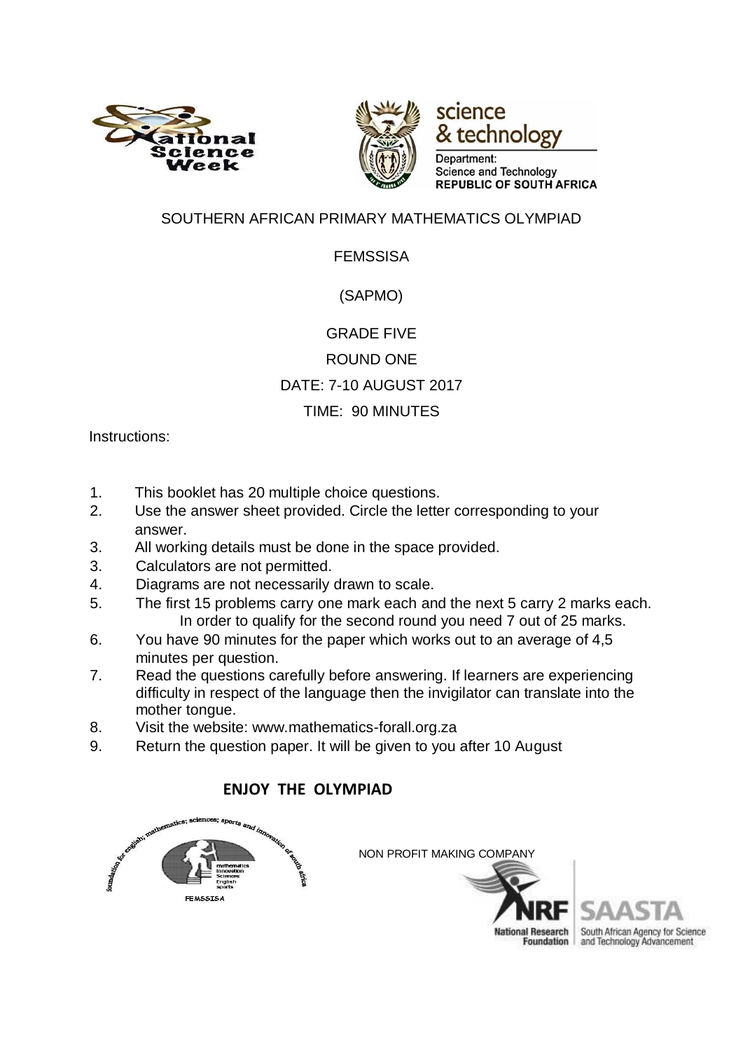SOUTHERN AFRICAN PRIMARY MATHEMATICS OLYMPIAD

FEMSSISA

(SAPMO)

GRADE FIVE

ROUND ONE

DATE: 7-10 AUGUST 2017

TIME: 90 MINUTES

Instructions:

1. This booklet has 20 multiple choice questions.
2. Use the answer sheet provided. Circle the letter corresponding to your answer.
3. All working details must be done in the space provided.
3. Calculators are not permitted.
4. Diagrams are not necessarily drawn to scale.
5. The first 15 problems carry one mark each and the next 5 carry 2 marks each. In order to qualify for the second round you need 7 out of 25 marks.
6. You have 90 minutes for the paper which works out to an average of 4,5 minutes per question.
7. Read the questions carefully before answering. If learners are experiencing difficulty in respect of the language then the invigilator can translate into the mother tongue.
8. Visit the website: www.mathematics-forall.org.za
9. Return the question paper. It will be given to you after 10 August

**ENJOY THE OLYMPIAD**

NON PROFIT MAKING COMPANY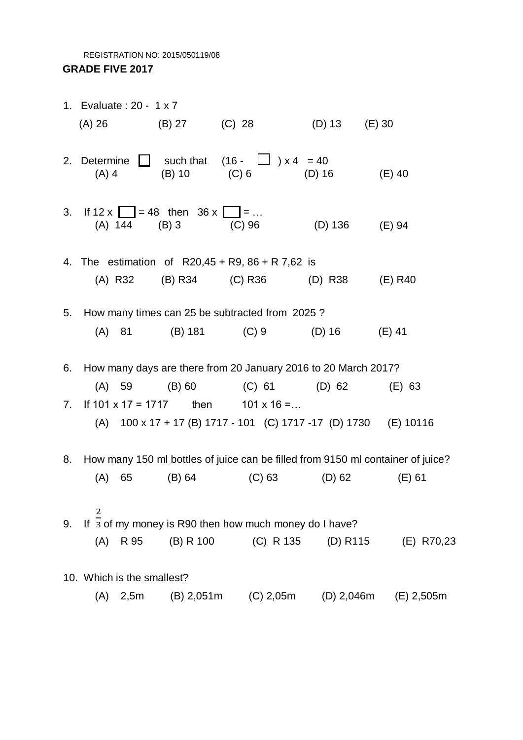REGISTRATION NO: 2015/050119/08

**GRADE FIVE 2017**

1. Evaluate : 20 - 1 x 7

   (A) 26 (B) 27 (C) 28 (D) 13 (E) 30

2. Determine ☐ such that (16 - ☐ ) x 4 = 40

   (A) 4 (B) 10 (C) 6 (D) 16 (E) 40

3. If 12 x ☐ = 48 then 36 x ☐ = …

   (A) 144 (B) 3 (C) 96 (D) 136 (E) 94

4. The estimation of R20,45 + R9, 86 + R 7,62 is

   (A) R32 (B) R34 (C) R36 (D) R38 (E) R40

5. How many times can 25 be subtracted from 2025 ?

   (A) 81 (B) 181 (C) 9 (D) 16 (E) 41

6. How many days are there from 20 January 2016 to 20 March 2017?

   (A) 59 (B) 60 (C) 61 (D) 62 (E) 63

7. If 101 x 17 = 1717 then 101 x 16 =…

   (A) 100 x 17 + 17 (B) 1717 - 101 (C) 1717 -17 (D) 1730 (E) 10116

8. How many 150 ml bottles of juice can be filled from 9150 ml container of juice?

   (A) 65 (B) 64 (C) 63 (D) 62 (E) 61

9. If $\frac{2}{3}$ of my money is R90 then how much money do I have?

   (A) R 95 (B) R 100 (C) R 135 (D) R115 (E) R70,23

10. Which is the smallest?

    (A) 2,5m (B) 2,051m (C) 2,05m (D) 2,046m (E) 2,505m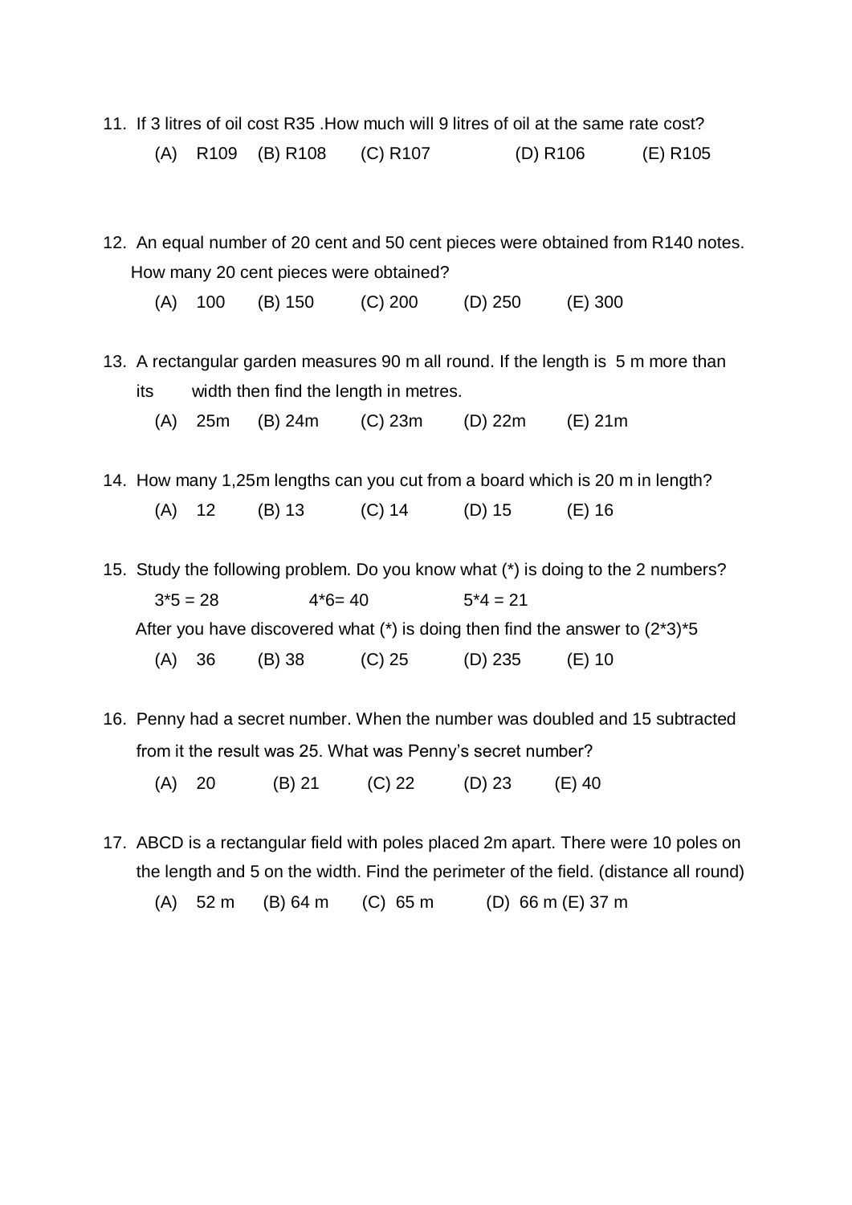11. If 3 litres of oil cost R35 .How much will 9 litres of oil at the same rate cost?

    (A) R109 (B) R108 (C) R107 (D) R106 (E) R105

12. An equal number of 20 cent and 50 cent pieces were obtained from R140 notes. How many 20 cent pieces were obtained?

    (A) 100 (B) 150 (C) 200 (D) 250 (E) 300

13. A rectangular garden measures 90 m all round. If the length is 5 m more than its width then find the length in metres.

    (A) 25m (B) 24m (C) 23m (D) 22m (E) 21m

14. How many 1,25m lengths can you cut from a board which is 20 m in length?

    (A) 12 (B) 13 (C) 14 (D) 15 (E) 16

15. Study the following problem. Do you know what (*) is doing to the 2 numbers?

    3*5 = 28 &nbsp;&nbsp;&nbsp;&nbsp; 4*6= 40 &nbsp;&nbsp;&nbsp;&nbsp; 5*4 = 21

    After you have discovered what (*) is doing then find the answer to (2*3)*5

    (A) 36 (B) 38 (C) 25 (D) 235 (E) 10

16. Penny had a secret number. When the number was doubled and 15 subtracted from it the result was 25. What was Penny's secret number?

    (A) 20 (B) 21 (C) 22 (D) 23 (E) 40

17. ABCD is a rectangular field with poles placed 2m apart. There were 10 poles on the length and 5 on the width. Find the perimeter of the field. (distance all round)

    (A) 52 m (B) 64 m (C) 65 m (D) 66 m (E) 37 m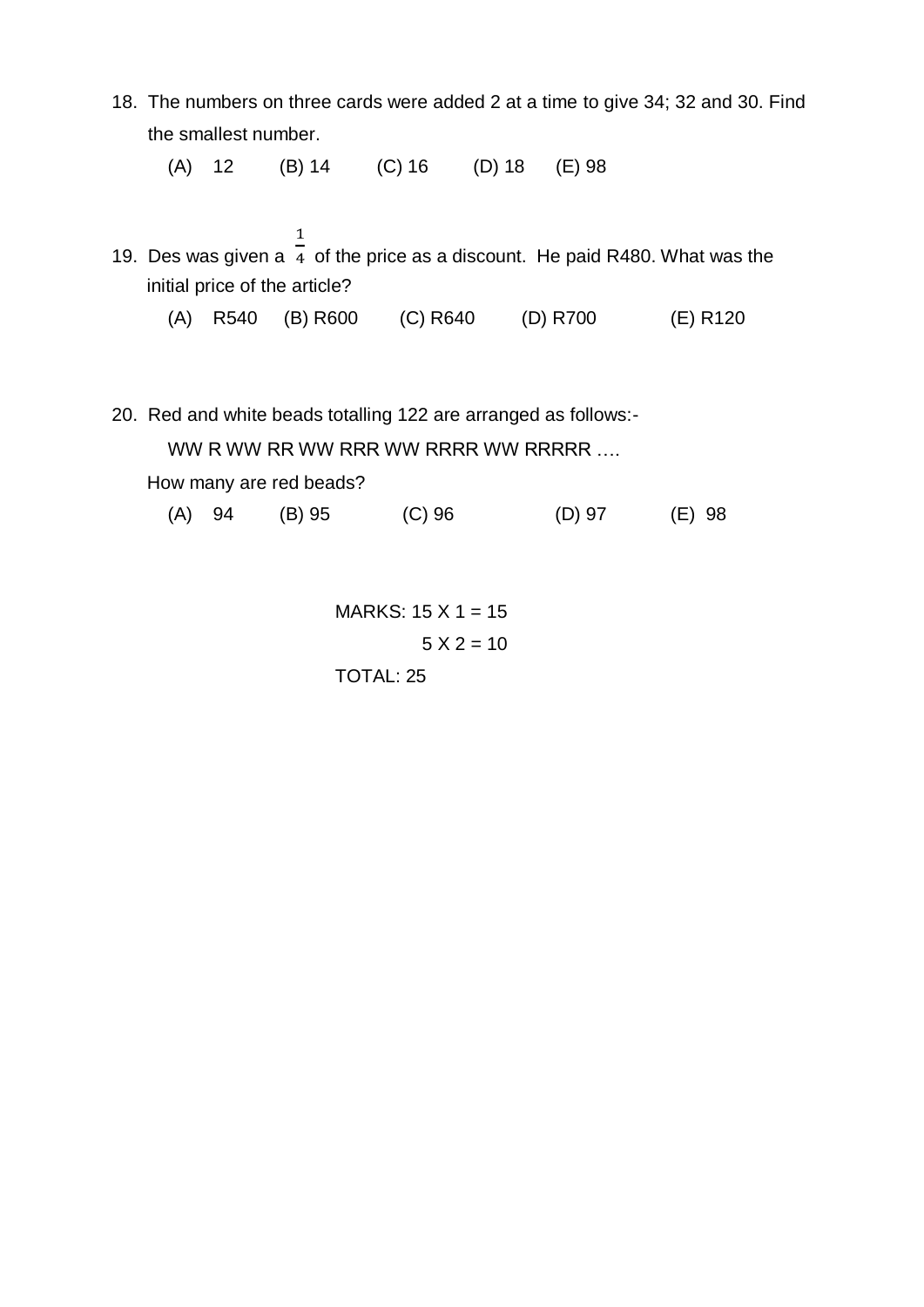18. The numbers on three cards were added 2 at a time to give 34; 32 and 30. Find the smallest number.

    (A) 12 (B) 14 (C) 16 (D) 18 (E) 98

19. Des was given a $\frac{1}{4}$ of the price as a discount. He paid R480. What was the initial price of the article?

    (A) R540 (B) R600 (C) R640 (D) R700 (E) R120

20. Red and white beads totalling 122 are arranged as follows:-

    WW R WW RR WW RRR WW RRRR WW RRRRR ….

    How many are red beads?

    (A) 94 (B) 95 (C) 96 (D) 97 (E) 98

MARKS: 15 X 1 = 15

5 X 2 = 10

TOTAL: 25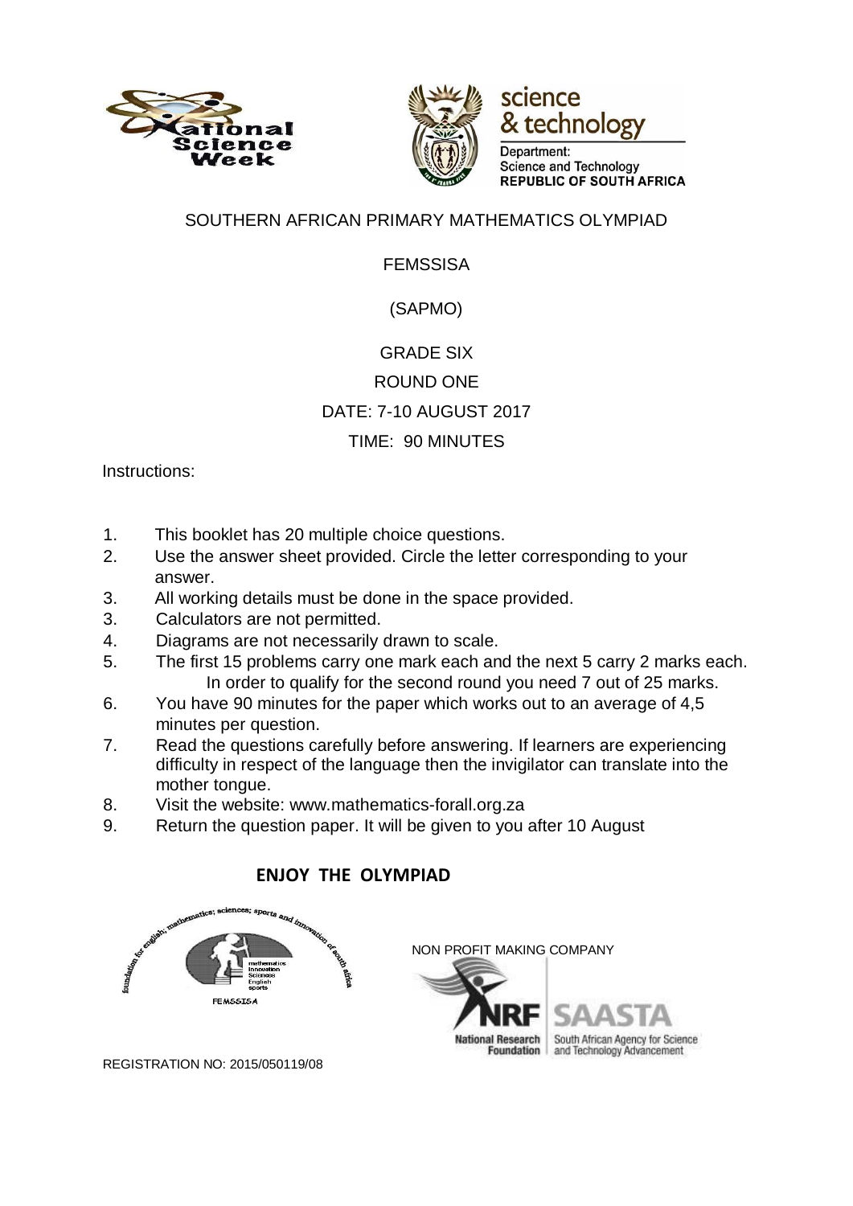SOUTHERN AFRICAN PRIMARY MATHEMATICS OLYMPIAD

FEMSSISA

(SAPMO)

GRADE SIX

ROUND ONE

DATE: 7-10 AUGUST 2017

TIME: 90 MINUTES

Instructions:

1. This booklet has 20 multiple choice questions.
2. Use the answer sheet provided. Circle the letter corresponding to your answer.
3. All working details must be done in the space provided.
3. Calculators are not permitted.
4. Diagrams are not necessarily drawn to scale.
5. The first 15 problems carry one mark each and the next 5 carry 2 marks each. In order to qualify for the second round you need 7 out of 25 marks.
6. You have 90 minutes for the paper which works out to an average of 4,5 minutes per question.
7. Read the questions carefully before answering. If learners are experiencing difficulty in respect of the language then the invigilator can translate into the mother tongue.
8. Visit the website: www.mathematics-forall.org.za
9. Return the question paper. It will be given to you after 10 August

**ENJOY THE OLYMPIAD**

NON PROFIT MAKING COMPANY

REGISTRATION NO: 2015/050119/08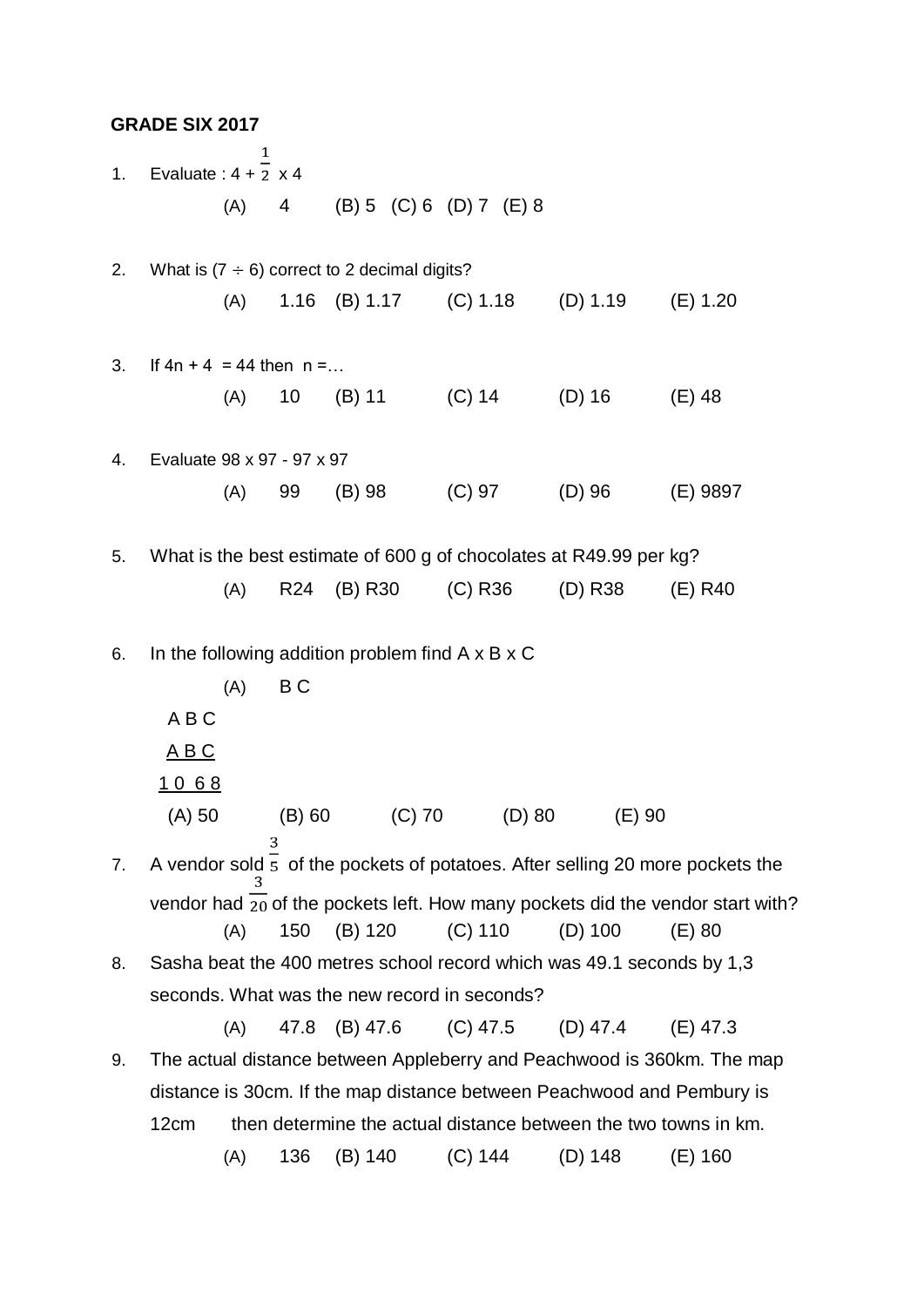**GRADE SIX 2017**

1. Evaluate : $4 + \frac{1}{2} \times 4$

   (A) 4 (B) 5 (C) 6 (D) 7 (E) 8

2. What is $(7 \div 6)$ correct to 2 decimal digits?

   (A) 1.16 (B) 1.17 (C) 1.18 (D) 1.19 (E) 1.20

3. If $4n + 4 = 44$ then $n =$…

   (A) 10 (B) 11 (C) 14 (D) 16 (E) 48

4. Evaluate $98 \times 97 - 97 \times 97$

   (A) 99 (B) 98 (C) 97 (D) 96 (E) 9897

5. What is the best estimate of 600 g of chocolates at R49.99 per kg?

   (A) R24 (B) R30 (C) R36 (D) R38 (E) R40

6. In the following addition problem find A x B x C

   (A) B C

```
  A B C
  A B C
 1 0 6 8
```

   (A) 50 (B) 60 (C) 70 (D) 80 (E) 90

7. A vendor sold $\frac{3}{5}$ of the pockets of potatoes. After selling 20 more pockets the vendor had $\frac{3}{20}$ of the pockets left. How many pockets did the vendor start with?

   (A) 150 (B) 120 (C) 110 (D) 100 (E) 80

8. Sasha beat the 400 metres school record which was 49.1 seconds by 1,3 seconds. What was the new record in seconds?

   (A) 47.8 (B) 47.6 (C) 47.5 (D) 47.4 (E) 47.3

9. The actual distance between Appleberry and Peachwood is 360km. The map distance is 30cm. If the map distance between Peachwood and Pembury is 12cm then determine the actual distance between the two towns in km.

   (A) 136 (B) 140 (C) 144 (D) 148 (E) 160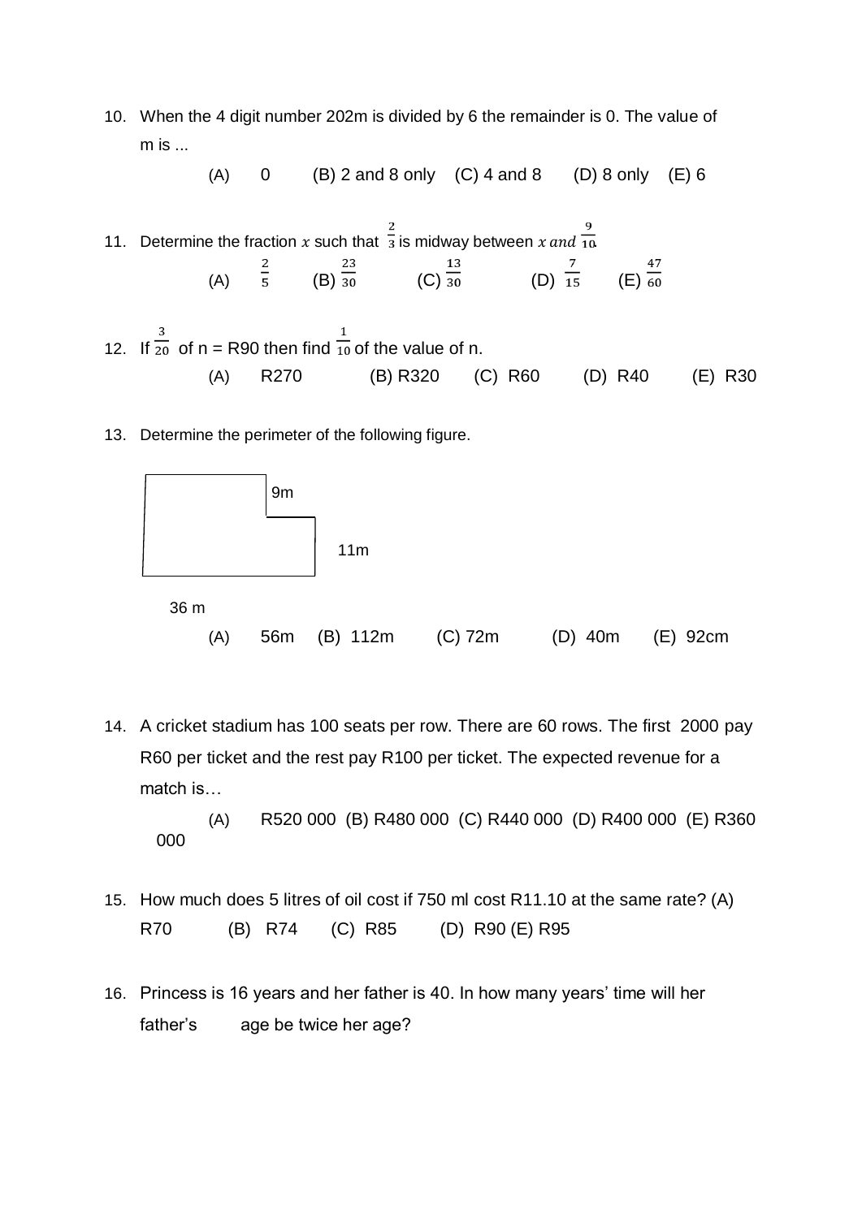10. When the 4 digit number 202m is divided by 6 the remainder is 0. The value of m is ...

    (A) 0 (B) 2 and 8 only (C) 4 and 8 (D) 8 only (E) 6

11. Determine the fraction $x$ such that $\frac{2}{3}$ is midway between $x$ $and$ $\frac{9}{10}$

    (A) $\frac{2}{5}$ (B) $\frac{23}{30}$ (C) $\frac{13}{30}$ (D) $\frac{7}{15}$ (E) $\frac{47}{60}$

12. If $\frac{3}{20}$ of n = R90 then find $\frac{1}{10}$ of the value of n.

    (A) R270 (B) R320 (C) R60 (D) R40 (E) R30

13. Determine the perimeter of the following figure.

    9m

    11m

    36 m

    (A) 56m (B) 112m (C) 72m (D) 40m (E) 92cm

14. A cricket stadium has 100 seats per row. There are 60 rows. The first 2000 pay R60 per ticket and the rest pay R100 per ticket. The expected revenue for a match is…

    (A) R520 000 (B) R480 000 (C) R440 000 (D) R400 000 (E) R360 000

15. How much does 5 litres of oil cost if 750 ml cost R11.10 at the same rate? (A) R70 (B) R74 (C) R85 (D) R90 (E) R95

16. Princess is 16 years and her father is 40. In how many years' time will her father's age be twice her age?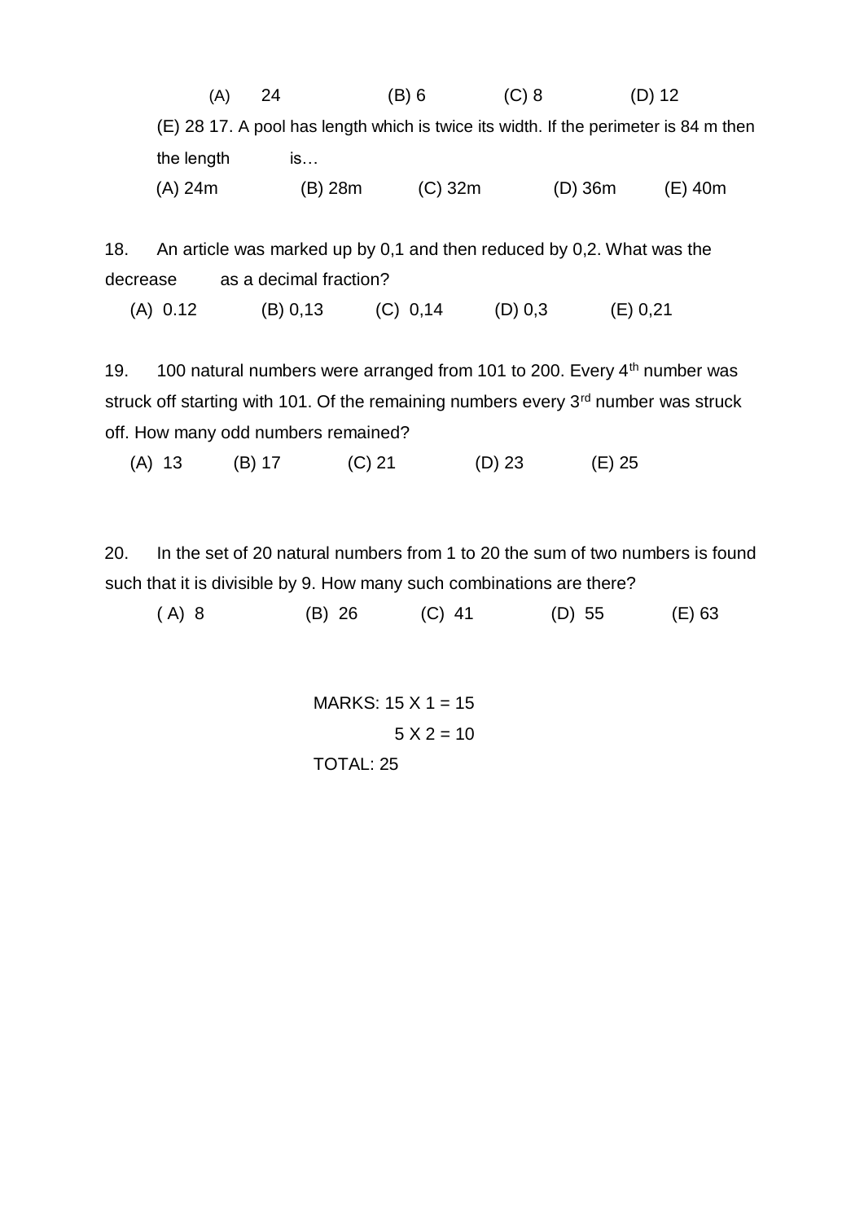(A) 24 (B) 6 (C) 8 (D) 12

(E) 28 17. A pool has length which is twice its width. If the perimeter is 84 m then the length is…

(A) 24m (B) 28m (C) 32m (D) 36m (E) 40m

18. An article was marked up by 0,1 and then reduced by 0,2. What was the decrease as a decimal fraction?

(A) 0.12 (B) 0,13 (C) 0,14 (D) 0,3 (E) 0,21

19. 100 natural numbers were arranged from 101 to 200. Every 4th number was struck off starting with 101. Of the remaining numbers every 3rd number was struck off. How many odd numbers remained?

(A) 13 (B) 17 (C) 21 (D) 23 (E) 25

20. In the set of 20 natural numbers from 1 to 20 the sum of two numbers is found such that it is divisible by 9. How many such combinations are there?

( A) 8 (B) 26 (C) 41 (D) 55 (E) 63

MARKS: 15 X 1 = 15

5 X 2 = 10

TOTAL: 25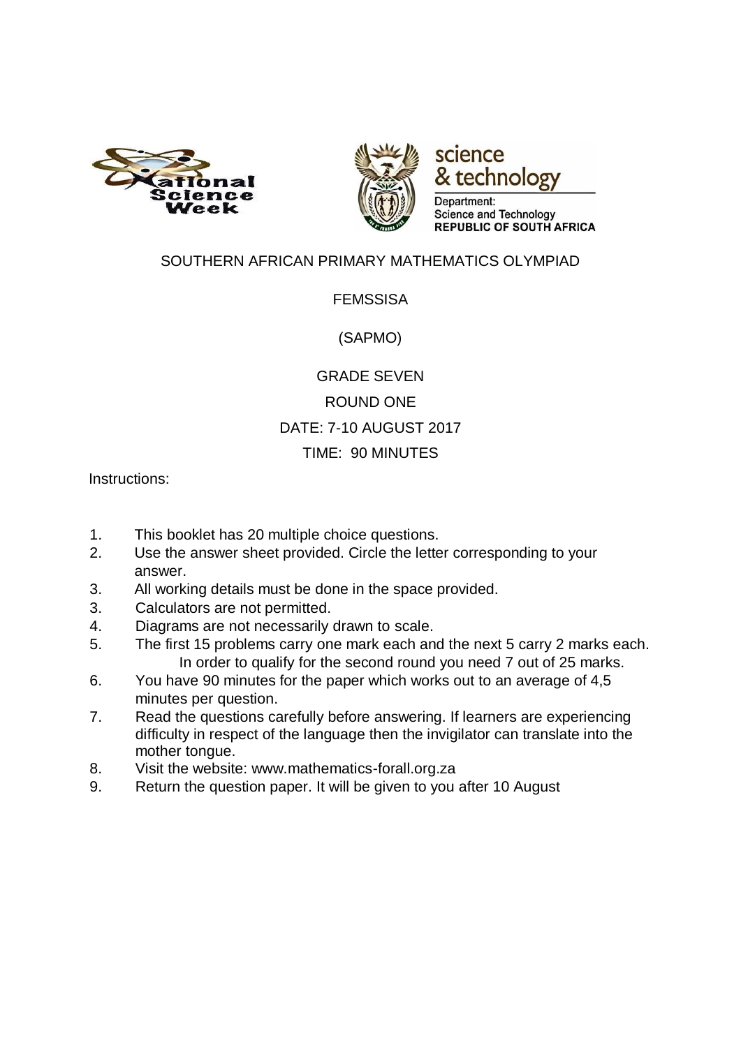SOUTHERN AFRICAN PRIMARY MATHEMATICS OLYMPIAD

FEMSSISA

(SAPMO)

GRADE SEVEN

ROUND ONE

DATE: 7-10 AUGUST 2017

TIME: 90 MINUTES

Instructions:

1. This booklet has 20 multiple choice questions.
2. Use the answer sheet provided. Circle the letter corresponding to your answer.
3. All working details must be done in the space provided.
3. Calculators are not permitted.
4. Diagrams are not necessarily drawn to scale.
5. The first 15 problems carry one mark each and the next 5 carry 2 marks each. In order to qualify for the second round you need 7 out of 25 marks.
6. You have 90 minutes for the paper which works out to an average of 4,5 minutes per question.
7. Read the questions carefully before answering. If learners are experiencing difficulty in respect of the language then the invigilator can translate into the mother tongue.
8. Visit the website: www.mathematics-forall.org.za
9. Return the question paper. It will be given to you after 10 August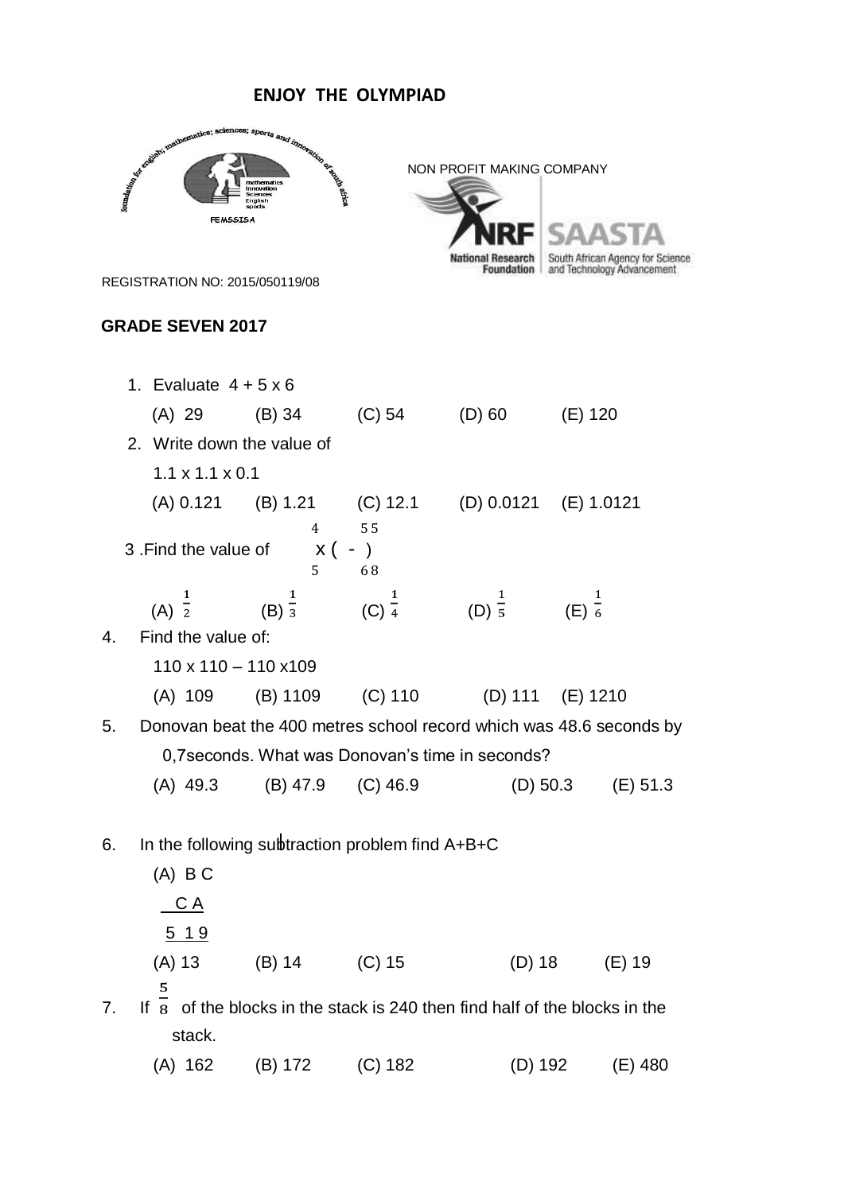**ENJOY THE OLYMPIAD**

NON PROFIT MAKING COMPANY

REGISTRATION NO: 2015/050119/08

**GRADE SEVEN 2017**

1. Evaluate $4 + 5 \times 6$

   (A) 29 (B) 34 (C) 54 (D) 60 (E) 120

2. Write down the value of

   $1.1 \times 1.1 \times 0.1$

   (A) 0.121 (B) 1.21 (C) 12.1 (D) 0.0121 (E) 1.0121

3. Find the value of $\frac{4}{5} \times \left(\frac{5}{6} - \frac{5}{8}\right)$

   (A) $\frac{1}{2}$ (B) $\frac{1}{3}$ (C) $\frac{1}{4}$ (D) $\frac{1}{5}$ (E) $\frac{1}{6}$

4. Find the value of:

   $110 \times 110 - 110 \times 109$

   (A) 109 (B) 1109 (C) 110 (D) 111 (E) 1210

5. Donovan beat the 400 metres school record which was 48.6 seconds by 0,7seconds. What was Donovan's time in seconds?

   (A) 49.3 (B) 47.9 (C) 46.9 (D) 50.3 (E) 51.3

6. In the following subtraction problem find A+B+C

   (A) B C

   C A

   5 1 9

   (A) 13 (B) 14 (C) 15 (D) 18 (E) 19

7. If $\frac{5}{8}$ of the blocks in the stack is 240 then find half of the blocks in the stack.

   (A) 162 (B) 172 (C) 182 (D) 192 (E) 480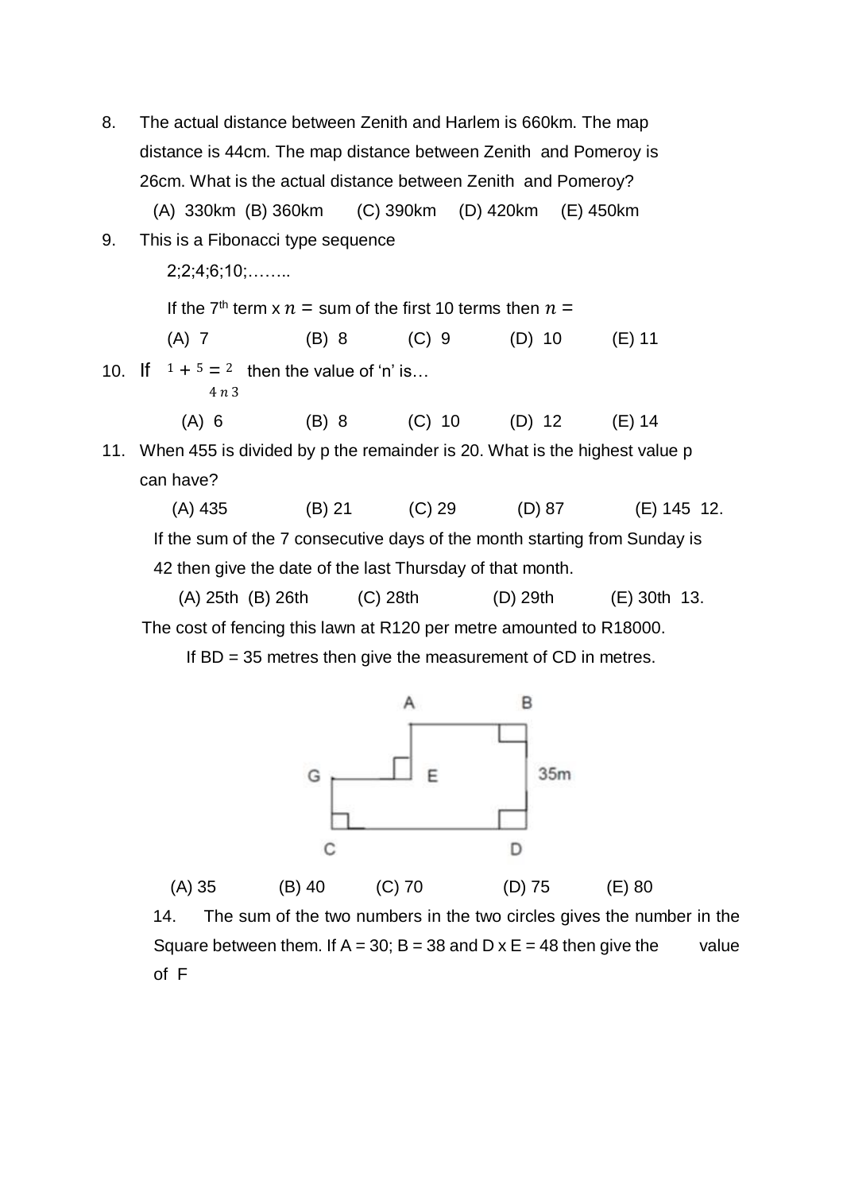8. The actual distance between Zenith and Harlem is 660km. The map distance is 44cm. The map distance between Zenith and Pomeroy is 26cm. What is the actual distance between Zenith and Pomeroy?

   (A) 330km (B) 360km (C) 390km (D) 420km (E) 450km

9. This is a Fibonacci type sequence

   2;2;4;6;10;……..

   If the 7[th] term x $n =$ sum of the first 10 terms then $n =$

   (A) 7 (B) 8 (C) 9 (D) 10 (E) 11

10. If $\frac{1}{4} + \frac{5}{n} = \frac{2}{3}$ then the value of 'n' is…

    (A) 6 (B) 8 (C) 10 (D) 12 (E) 14

11. When 455 is divided by p the remainder is 20. What is the highest value p can have?

    (A) 435 (B) 21 (C) 29 (D) 87 (E) 145

12. If the sum of the 7 consecutive days of the month starting from Sunday is 42 then give the date of the last Thursday of that month.

    (A) 25th (B) 26th (C) 28th (D) 29th (E) 30th

13. The cost of fencing this lawn at R120 per metre amounted to R18000.

    If BD = 35 metres then give the measurement of CD in metres.

    A B G E 35m C D

    (A) 35 (B) 40 (C) 70 (D) 75 (E) 80

14. The sum of the two numbers in the two circles gives the number in the Square between them. If A = 30; B = 38 and D x E = 48 then give the value of F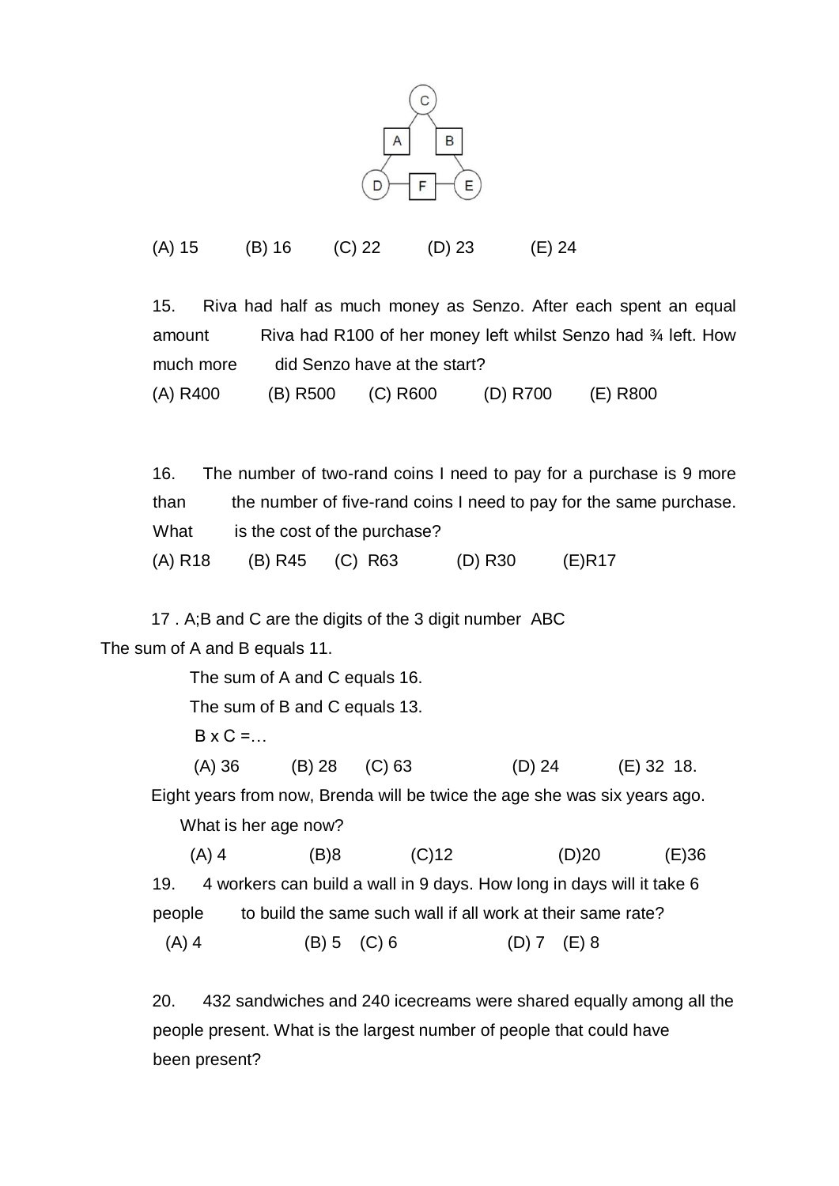(A) 15 (B) 16 (C) 22 (D) 23 (E) 24

15. Riva had half as much money as Senzo. After each spent an equal amount Riva had R100 of her money left whilst Senzo had ¾ left. How much more did Senzo have at the start?

(A) R400 (B) R500 (C) R600 (D) R700 (E) R800

16. The number of two-rand coins I need to pay for a purchase is 9 more than the number of five-rand coins I need to pay for the same purchase. What is the cost of the purchase?

(A) R18 (B) R45 (C) R63 (D) R30 (E)R17

17 . A;B and C are the digits of the 3 digit number ABC

The sum of A and B equals 11.

The sum of A and C equals 16.

The sum of B and C equals 13.

B x C =…

(A) 36 (B) 28 (C) 63 (D) 24 (E) 32

18. Eight years from now, Brenda will be twice the age she was six years ago. What is her age now?

(A) 4 (B)8 (C)12 (D)20 (E)36

19. 4 workers can build a wall in 9 days. How long in days will it take 6 people to build the same such wall if all work at their same rate?

(A) 4 (B) 5 (C) 6 (D) 7 (E) 8

20. 432 sandwiches and 240 icecreams were shared equally among all the people present. What is the largest number of people that could have been present?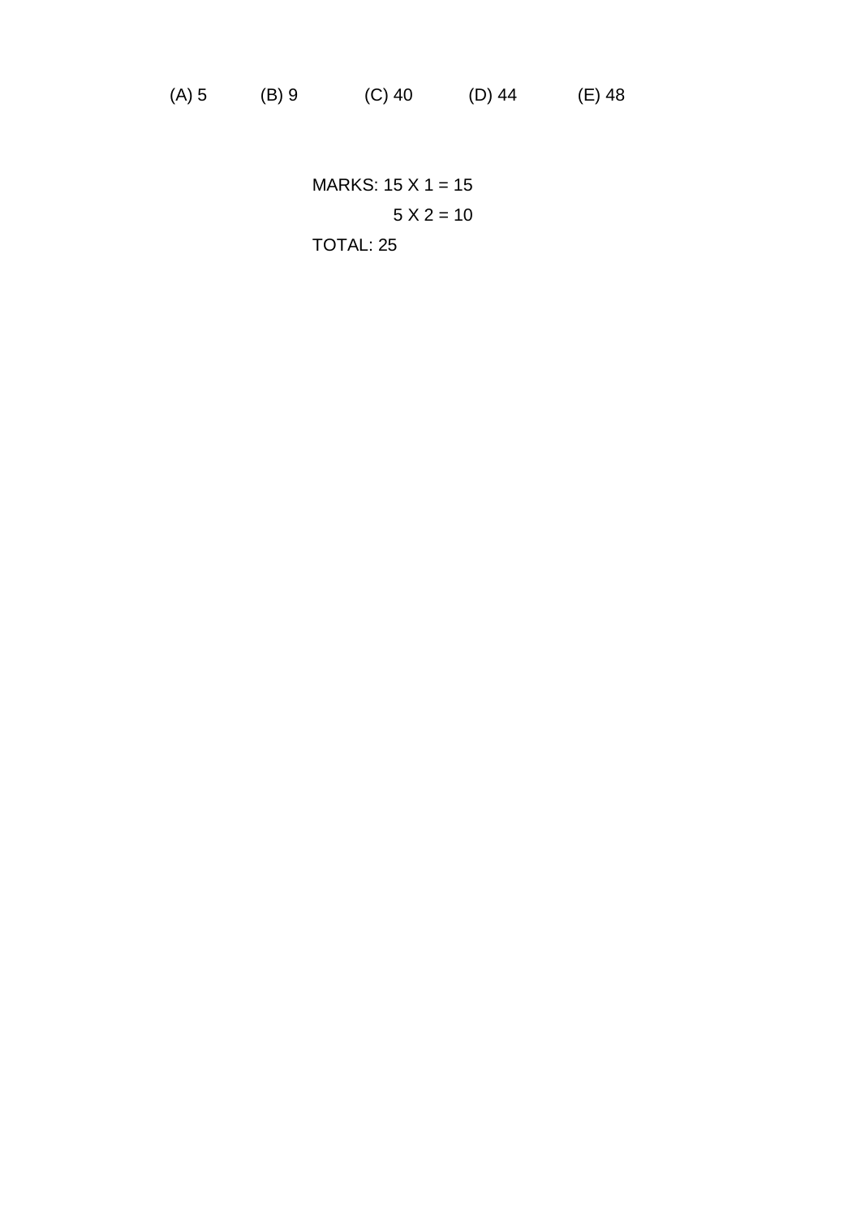(A) 5 (B) 9 (C) 40 (D) 44 (E) 48

MARKS: 15 X 1 = 15

5 X 2 = 10

TOTAL: 25